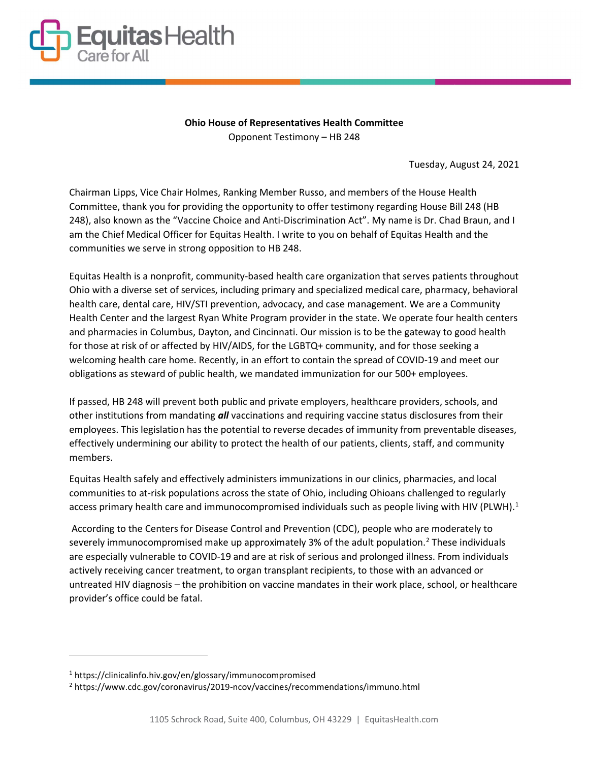**Ohio House of Representatives Health Committee**
Opponent Testimony – HB 248

Tuesday, August 24, 2021

Chairman Lipps, Vice Chair Holmes, Ranking Member Russo, and members of the House Health Committee, thank you for providing the opportunity to offer testimony regarding House Bill 248 (HB 248), also known as the "Vaccine Choice and Anti-Discrimination Act". My name is Dr. Chad Braun, and I am the Chief Medical Officer for Equitas Health. I write to you on behalf of Equitas Health and the communities we serve in strong opposition to HB 248.

Equitas Health is a nonprofit, community-based health care organization that serves patients throughout Ohio with a diverse set of services, including primary and specialized medical care, pharmacy, behavioral health care, dental care, HIV/STI prevention, advocacy, and case management. We are a Community Health Center and the largest Ryan White Program provider in the state. We operate four health centers and pharmacies in Columbus, Dayton, and Cincinnati. Our mission is to be the gateway to good health for those at risk of or affected by HIV/AIDS, for the LGBTQ+ community, and for those seeking a welcoming health care home. Recently, in an effort to contain the spread of COVID-19 and meet our obligations as steward of public health, we mandated immunization for our 500+ employees.

If passed, HB 248 will prevent both public and private employers, healthcare providers, schools, and other institutions from mandating ***all*** vaccinations and requiring vaccine status disclosures from their employees. This legislation has the potential to reverse decades of immunity from preventable diseases, effectively undermining our ability to protect the health of our patients, clients, staff, and community members.

Equitas Health safely and effectively administers immunizations in our clinics, pharmacies, and local communities to at-risk populations across the state of Ohio, including Ohioans challenged to regularly access primary health care and immunocompromised individuals such as people living with HIV (PLWH).[1]

According to the Centers for Disease Control and Prevention (CDC), people who are moderately to severely immunocompromised make up approximately 3% of the adult population.[2] These individuals are especially vulnerable to COVID-19 and are at risk of serious and prolonged illness. From individuals actively receiving cancer treatment, to organ transplant recipients, to those with an advanced or untreated HIV diagnosis – the prohibition on vaccine mandates in their work place, school, or healthcare provider's office could be fatal.

---

[1] https://clinicalinfo.hiv.gov/en/glossary/immunocompromised

[2] https://www.cdc.gov/coronavirus/2019-ncov/vaccines/recommendations/immuno.html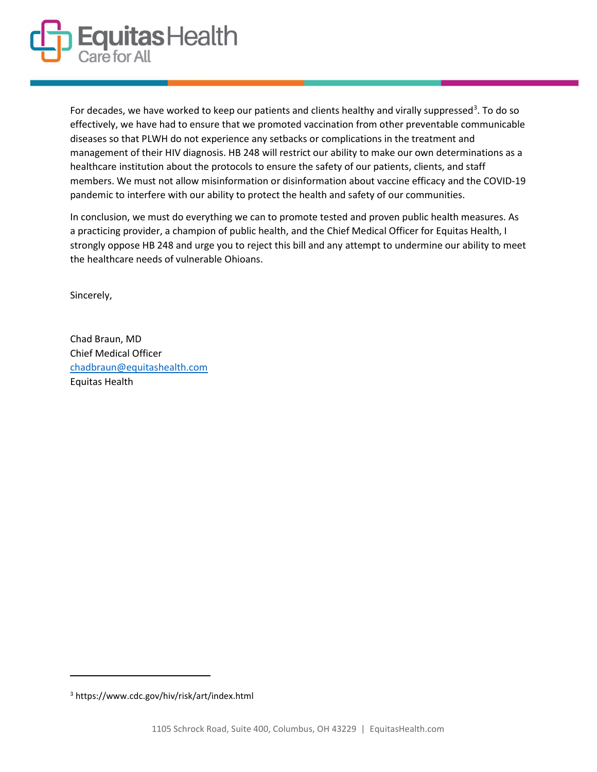For decades, we have worked to keep our patients and clients healthy and virally suppressed[3]. To do so effectively, we have had to ensure that we promoted vaccination from other preventable communicable diseases so that PLWH do not experience any setbacks or complications in the treatment and management of their HIV diagnosis. HB 248 will restrict our ability to make our own determinations as a healthcare institution about the protocols to ensure the safety of our patients, clients, and staff members. We must not allow misinformation or disinformation about vaccine efficacy and the COVID-19 pandemic to interfere with our ability to protect the health and safety of our communities.

In conclusion, we must do everything we can to promote tested and proven public health measures. As a practicing provider, a champion of public health, and the Chief Medical Officer for Equitas Health, I strongly oppose HB 248 and urge you to reject this bill and any attempt to undermine our ability to meet the healthcare needs of vulnerable Ohioans.

Sincerely,

Chad Braun, MD  
Chief Medical Officer  
chadbraun@equitashealth.com  
Equitas Health

[3] https://www.cdc.gov/hiv/risk/art/index.html